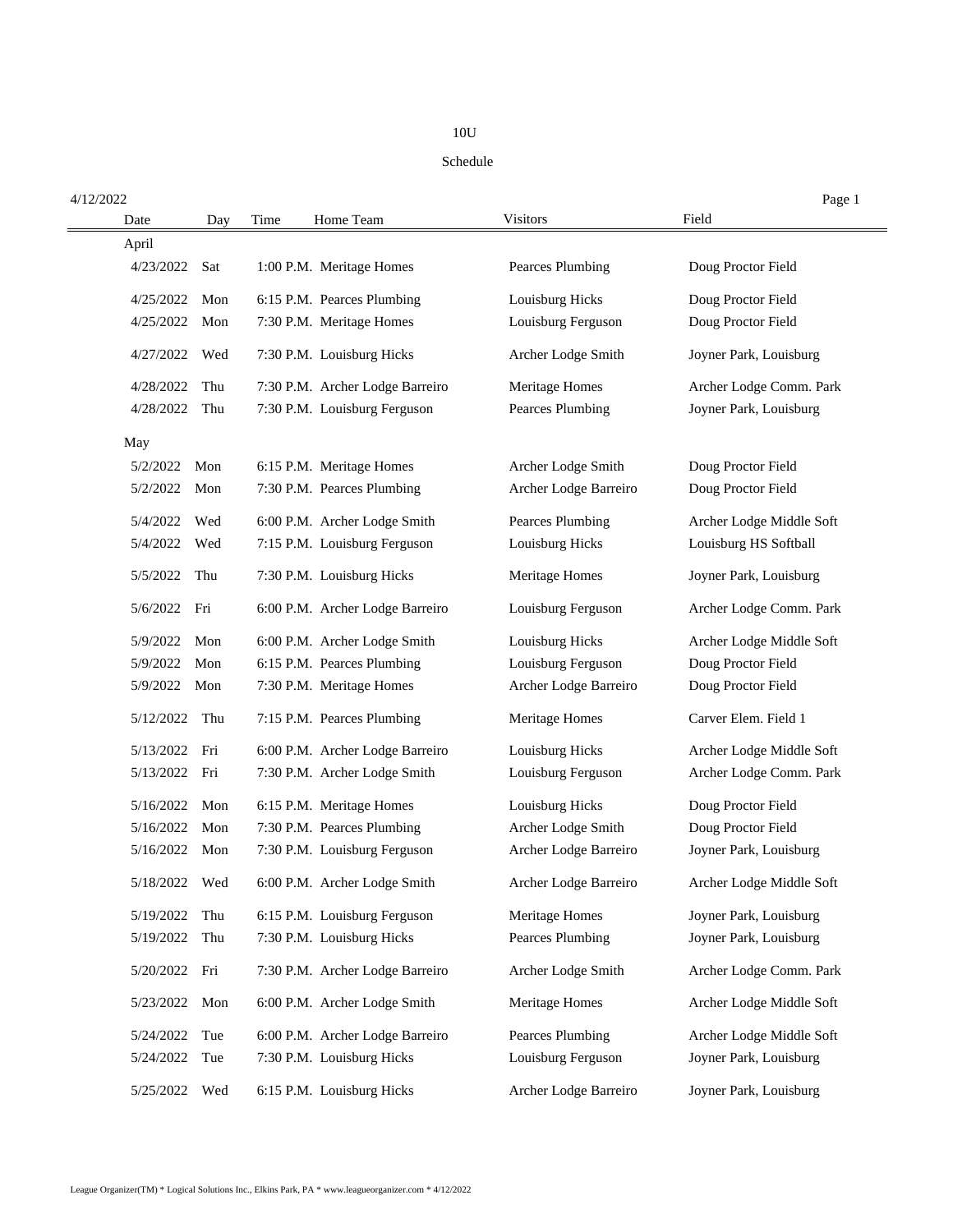# 10U

## Schedule

4/12/2022

| Date | Day | Time | Home Team | Visitors | Field |
|---|---|---|---|---|---|
| April | | | | | |
| 4/23/2022 | Sat | 1:00 P.M. | Meritage Homes | Pearces Plumbing | Doug Proctor Field |
| 4/25/2022 | Mon | 6:15 P.M. | Pearces Plumbing | Louisburg Hicks | Doug Proctor Field |
| 4/25/2022 | Mon | 7:30 P.M. | Meritage Homes | Louisburg Ferguson | Doug Proctor Field |
| 4/27/2022 | Wed | 7:30 P.M. | Louisburg Hicks | Archer Lodge Smith | Joyner Park, Louisburg |
| 4/28/2022 | Thu | 7:30 P.M. | Archer Lodge Barreiro | Meritage Homes | Archer Lodge Comm. Park |
| 4/28/2022 | Thu | 7:30 P.M. | Louisburg Ferguson | Pearces Plumbing | Joyner Park, Louisburg |
| May | | | | | |
| 5/2/2022 | Mon | 6:15 P.M. | Meritage Homes | Archer Lodge Smith | Doug Proctor Field |
| 5/2/2022 | Mon | 7:30 P.M. | Pearces Plumbing | Archer Lodge Barreiro | Doug Proctor Field |
| 5/4/2022 | Wed | 6:00 P.M. | Archer Lodge Smith | Pearces Plumbing | Archer Lodge Middle Soft |
| 5/4/2022 | Wed | 7:15 P.M. | Louisburg Ferguson | Louisburg Hicks | Louisburg HS Softball |
| 5/5/2022 | Thu | 7:30 P.M. | Louisburg Hicks | Meritage Homes | Joyner Park, Louisburg |
| 5/6/2022 | Fri | 6:00 P.M. | Archer Lodge Barreiro | Louisburg Ferguson | Archer Lodge Comm. Park |
| 5/9/2022 | Mon | 6:00 P.M. | Archer Lodge Smith | Louisburg Hicks | Archer Lodge Middle Soft |
| 5/9/2022 | Mon | 6:15 P.M. | Pearces Plumbing | Louisburg Ferguson | Doug Proctor Field |
| 5/9/2022 | Mon | 7:30 P.M. | Meritage Homes | Archer Lodge Barreiro | Doug Proctor Field |
| 5/12/2022 | Thu | 7:15 P.M. | Pearces Plumbing | Meritage Homes | Carver Elem. Field 1 |
| 5/13/2022 | Fri | 6:00 P.M. | Archer Lodge Barreiro | Louisburg Hicks | Archer Lodge Middle Soft |
| 5/13/2022 | Fri | 7:30 P.M. | Archer Lodge Smith | Louisburg Ferguson | Archer Lodge Comm. Park |
| 5/16/2022 | Mon | 6:15 P.M. | Meritage Homes | Louisburg Hicks | Doug Proctor Field |
| 5/16/2022 | Mon | 7:30 P.M. | Pearces Plumbing | Archer Lodge Smith | Doug Proctor Field |
| 5/16/2022 | Mon | 7:30 P.M. | Louisburg Ferguson | Archer Lodge Barreiro | Joyner Park, Louisburg |
| 5/18/2022 | Wed | 6:00 P.M. | Archer Lodge Smith | Archer Lodge Barreiro | Archer Lodge Middle Soft |
| 5/19/2022 | Thu | 6:15 P.M. | Louisburg Ferguson | Meritage Homes | Joyner Park, Louisburg |
| 5/19/2022 | Thu | 7:30 P.M. | Louisburg Hicks | Pearces Plumbing | Joyner Park, Louisburg |
| 5/20/2022 | Fri | 7:30 P.M. | Archer Lodge Barreiro | Archer Lodge Smith | Archer Lodge Comm. Park |
| 5/23/2022 | Mon | 6:00 P.M. | Archer Lodge Smith | Meritage Homes | Archer Lodge Middle Soft |
| 5/24/2022 | Tue | 6:00 P.M. | Archer Lodge Barreiro | Pearces Plumbing | Archer Lodge Middle Soft |
| 5/24/2022 | Tue | 7:30 P.M. | Louisburg Hicks | Louisburg Ferguson | Joyner Park, Louisburg |
| 5/25/2022 | Wed | 6:15 P.M. | Louisburg Hicks | Archer Lodge Barreiro | Joyner Park, Louisburg |

League Organizer(TM) * Logical Solutions Inc., Elkins Park, PA * www.leagueorganizer.com * 4/12/2022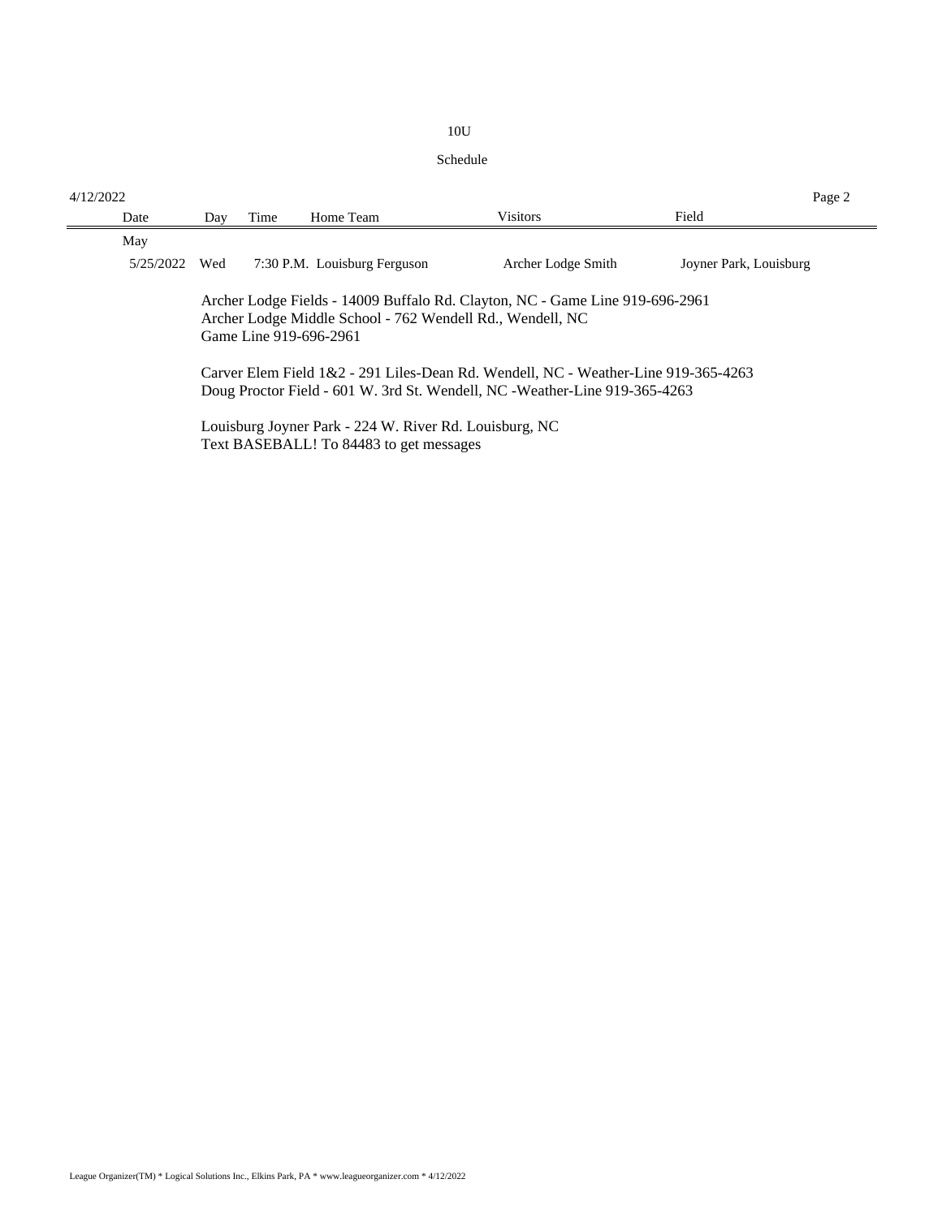10U

Schedule

4/12/2022

| Date | Day | Time | Home Team | Visitors | Field |
|---|---|---|---|---|---|
| May | | | | | |
| 5/25/2022 | Wed | 7:30 P.M. | Louisburg Ferguson | Archer Lodge Smith | Joyner Park, Louisburg |

Archer Lodge Fields - 14009 Buffalo Rd. Clayton, NC - Game Line 919-696-2961
Archer Lodge Middle School - 762 Wendell Rd., Wendell, NC
Game Line 919-696-2961

Carver Elem Field 1&2 - 291 Liles-Dean Rd. Wendell, NC - Weather-Line 919-365-4263
Doug Proctor Field - 601 W. 3rd St. Wendell, NC -Weather-Line 919-365-4263

Louisburg Joyner Park - 224 W. River Rd. Louisburg, NC
Text BASEBALL! To 84483 to get messages

League Organizer(TM) * Logical Solutions Inc., Elkins Park, PA * www.leagueorganizer.com * 4/12/2022